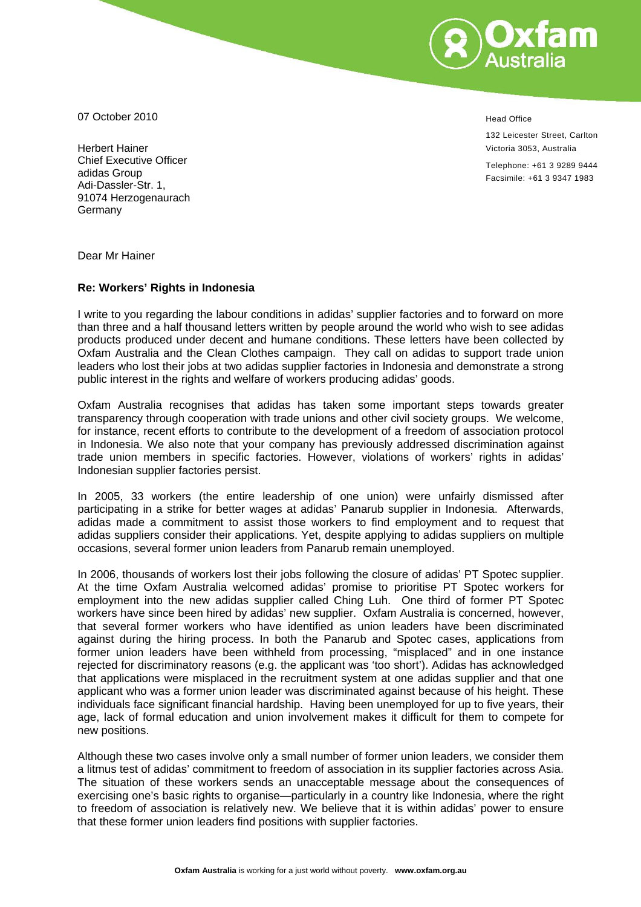07 October 2010

Head Office

132 Leicester Street, Carlton
Victoria 3053, Australia

Telephone: +61 3 9289 9444
Facsimile: +61 3 9347 1983

Herbert Hainer
Chief Executive Officer
adidas Group
Adi-Dassler-Str. 1,
91074 Herzogenaurach
Germany

Dear Mr Hainer

**Re: Workers' Rights in Indonesia**

I write to you regarding the labour conditions in adidas' supplier factories and to forward on more than three and a half thousand letters written by people around the world who wish to see adidas products produced under decent and humane conditions. These letters have been collected by Oxfam Australia and the Clean Clothes campaign. They call on adidas to support trade union leaders who lost their jobs at two adidas supplier factories in Indonesia and demonstrate a strong public interest in the rights and welfare of workers producing adidas' goods.

Oxfam Australia recognises that adidas has taken some important steps towards greater transparency through cooperation with trade unions and other civil society groups. We welcome, for instance, recent efforts to contribute to the development of a freedom of association protocol in Indonesia. We also note that your company has previously addressed discrimination against trade union members in specific factories. However, violations of workers' rights in adidas' Indonesian supplier factories persist.

In 2005, 33 workers (the entire leadership of one union) were unfairly dismissed after participating in a strike for better wages at adidas' Panarub supplier in Indonesia. Afterwards, adidas made a commitment to assist those workers to find employment and to request that adidas suppliers consider their applications. Yet, despite applying to adidas suppliers on multiple occasions, several former union leaders from Panarub remain unemployed.

In 2006, thousands of workers lost their jobs following the closure of adidas' PT Spotec supplier. At the time Oxfam Australia welcomed adidas' promise to prioritise PT Spotec workers for employment into the new adidas supplier called Ching Luh. One third of former PT Spotec workers have since been hired by adidas' new supplier. Oxfam Australia is concerned, however, that several former workers who have identified as union leaders have been discriminated against during the hiring process. In both the Panarub and Spotec cases, applications from former union leaders have been withheld from processing, "misplaced" and in one instance rejected for discriminatory reasons (e.g. the applicant was 'too short'). Adidas has acknowledged that applications were misplaced in the recruitment system at one adidas supplier and that one applicant who was a former union leader was discriminated against because of his height. These individuals face significant financial hardship. Having been unemployed for up to five years, their age, lack of formal education and union involvement makes it difficult for them to compete for new positions.

Although these two cases involve only a small number of former union leaders, we consider them a litmus test of adidas' commitment to freedom of association in its supplier factories across Asia. The situation of these workers sends an unacceptable message about the consequences of exercising one's basic rights to organise—particularly in a country like Indonesia, where the right to freedom of association is relatively new. We believe that it is within adidas' power to ensure that these former union leaders find positions with supplier factories.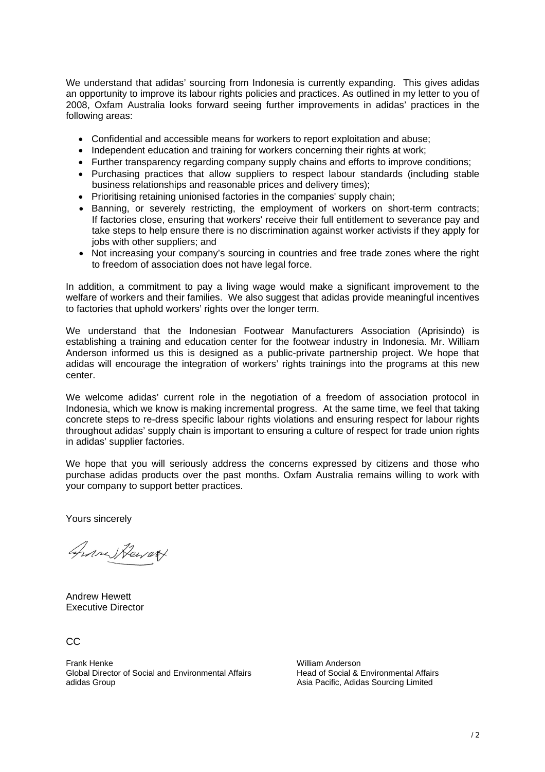We understand that adidas' sourcing from Indonesia is currently expanding. This gives adidas an opportunity to improve its labour rights policies and practices. As outlined in my letter to you of 2008, Oxfam Australia looks forward seeing further improvements in adidas' practices in the following areas:

- Confidential and accessible means for workers to report exploitation and abuse;
- Independent education and training for workers concerning their rights at work;
- Further transparency regarding company supply chains and efforts to improve conditions;
- Purchasing practices that allow suppliers to respect labour standards (including stable business relationships and reasonable prices and delivery times);
- Prioritising retaining unionised factories in the companies' supply chain;
- Banning, or severely restricting, the employment of workers on short-term contracts; If factories close, ensuring that workers' receive their full entitlement to severance pay and take steps to help ensure there is no discrimination against worker activists if they apply for jobs with other suppliers; and
- Not increasing your company's sourcing in countries and free trade zones where the right to freedom of association does not have legal force.

In addition, a commitment to pay a living wage would make a significant improvement to the welfare of workers and their families. We also suggest that adidas provide meaningful incentives to factories that uphold workers' rights over the longer term.

We understand that the Indonesian Footwear Manufacturers Association (Aprisindo) is establishing a training and education center for the footwear industry in Indonesia. Mr. William Anderson informed us this is designed as a public-private partnership project. We hope that adidas will encourage the integration of workers' rights trainings into the programs at this new center.

We welcome adidas' current role in the negotiation of a freedom of association protocol in Indonesia, which we know is making incremental progress. At the same time, we feel that taking concrete steps to re-dress specific labour rights violations and ensuring respect for labour rights throughout adidas' supply chain is important to ensuring a culture of respect for trade union rights in adidas' supplier factories.

We hope that you will seriously address the concerns expressed by citizens and those who purchase adidas products over the past months. Oxfam Australia remains willing to work with your company to support better practices.

Yours sincerely

Andrew Hewett
Executive Director

CC

Frank Henke
Global Director of Social and Environmental Affairs
adidas Group

William Anderson
Head of Social & Environmental Affairs
Asia Pacific, Adidas Sourcing Limited